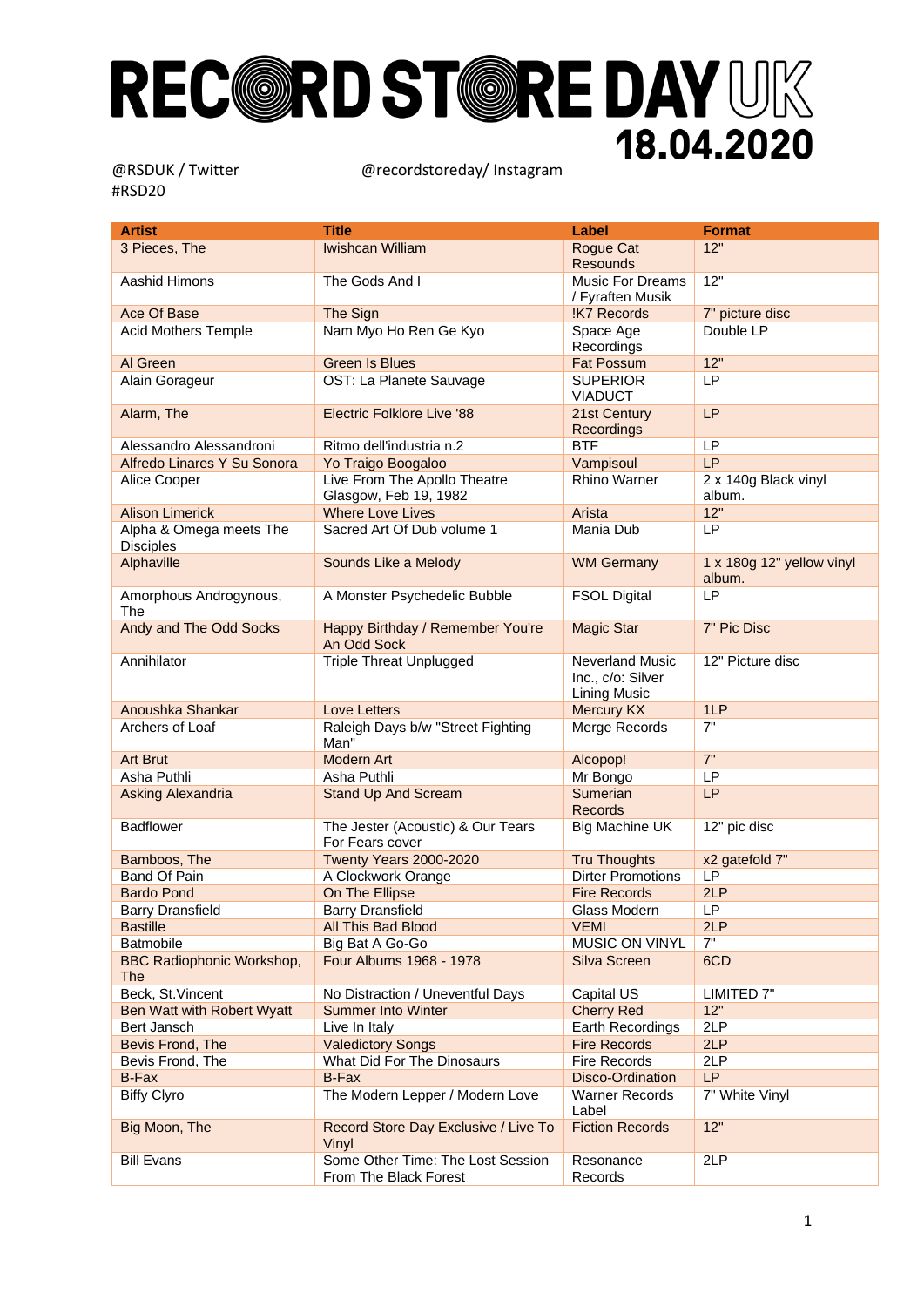# RECORD STORE DAY UK 18.04.2020

@RSDUK / Twitter @recordstoreday/ Instagram
#RSD20

| Artist | Title | Label | Format |
|---|---|---|---|
| 3 Pieces, The | Iwishcan William | Rogue Cat Resounds | 12" |
| Aashid Himons | The Gods And I | Music For Dreams / Fyraften Musik | 12" |
| Ace Of Base | The Sign | !K7 Records | 7" picture disc |
| Acid Mothers Temple | Nam Myo Ho Ren Ge Kyo | Space Age Recordings | Double LP |
| Al Green | Green Is Blues | Fat Possum | 12" |
| Alain Gorageur | OST: La Planete Sauvage | SUPERIOR VIADUCT | LP |
| Alarm, The | Electric Folklore Live '88 | 21st Century Recordings | LP |
| Alessandro Alessandroni | Ritmo dell'industria n.2 | BTF | LP |
| Alfredo Linares Y Su Sonora | Yo Traigo Boogaloo | Vampisoul | LP |
| Alice Cooper | Live From The Apollo Theatre Glasgow, Feb 19, 1982 | Rhino Warner | 2 x 140g Black vinyl album. |
| Alison Limerick | Where Love Lives | Arista | 12" |
| Alpha & Omega meets The Disciples | Sacred Art Of Dub volume 1 | Mania Dub | LP |
| Alphaville | Sounds Like a Melody | WM Germany | 1 x 180g 12" yellow vinyl album. |
| Amorphous Androgynous, The | A Monster Psychedelic Bubble | FSOL Digital | LP |
| Andy and The Odd Socks | Happy Birthday / Remember You're An Odd Sock | Magic Star | 7" Pic Disc |
| Annihilator | Triple Threat Unplugged | Neverland Music Inc., c/o: Silver Lining Music | 12" Picture disc |
| Anoushka Shankar | Love Letters | Mercury KX | 1LP |
| Archers of Loaf | Raleigh Days b/w "Street Fighting Man" | Merge Records | 7" |
| Art Brut | Modern Art | Alcopop! | 7" |
| Asha Puthli | Asha Puthli | Mr Bongo | LP |
| Asking Alexandria | Stand Up And Scream | Sumerian Records | LP |
| Badflower | The Jester (Acoustic) & Our Tears For Fears cover | Big Machine UK | 12" pic disc |
| Bamboos, The | Twenty Years 2000-2020 | Tru Thoughts | x2 gatefold 7" |
| Band Of Pain | A Clockwork Orange | Dirter Promotions | LP |
| Bardo Pond | On The Ellipse | Fire Records | 2LP |
| Barry Dransfield | Barry Dransfield | Glass Modern | LP |
| Bastille | All This Bad Blood | VEMI | 2LP |
| Batmobile | Big Bat A Go-Go | MUSIC ON VINYL | 7" |
| BBC Radiophonic Workshop, The | Four Albums 1968 - 1978 | Silva Screen | 6CD |
| Beck, St.Vincent | No Distraction / Uneventful Days | Capital US | LIMITED 7" |
| Ben Watt with Robert Wyatt | Summer Into Winter | Cherry Red | 12" |
| Bert Jansch | Live In Italy | Earth Recordings | 2LP |
| Bevis Frond, The | Valedictory Songs | Fire Records | 2LP |
| Bevis Frond, The | What Did For The Dinosaurs | Fire Records | 2LP |
| B-Fax | B-Fax | Disco-Ordination | LP |
| Biffy Clyro | The Modern Lepper / Modern Love | Warner Records Label | 7" White Vinyl |
| Big Moon, The | Record Store Day Exclusive / Live To Vinyl | Fiction Records | 12" |
| Bill Evans | Some Other Time: The Lost Session From The Black Forest | Resonance Records | 2LP |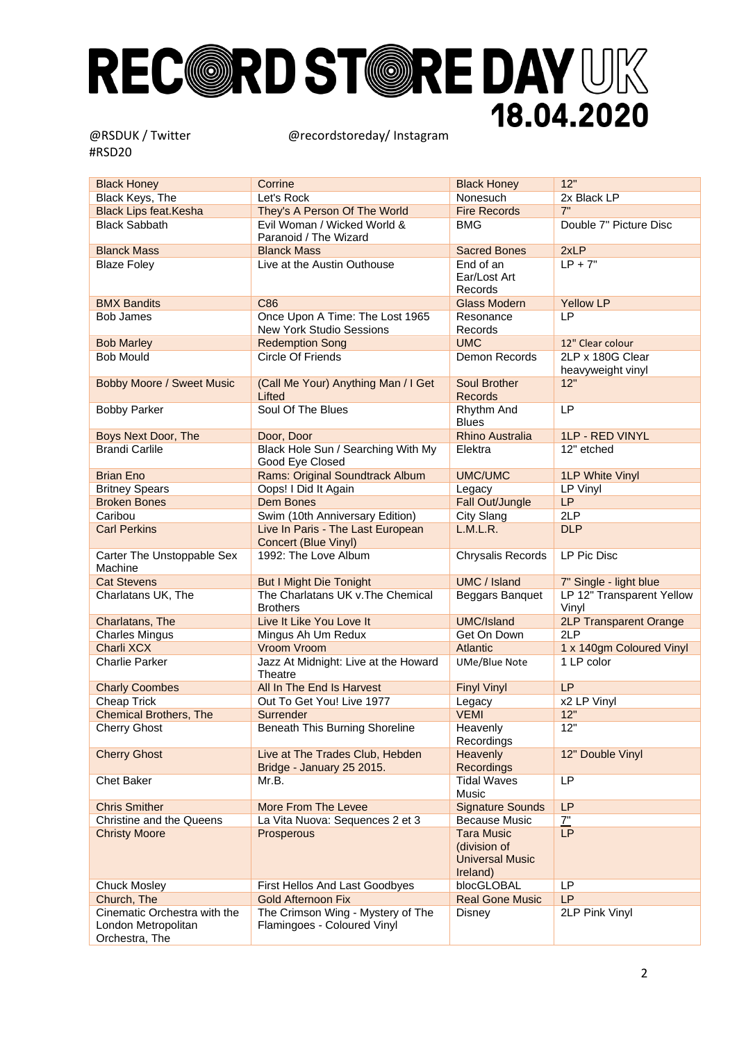# RECORD STORE DAY UK 18.04.2020

@RSDUK / Twitter    @recordstoreday/ Instagram
#RSD20

| Black Honey | Corrine | Black Honey | 12" |
|---|---|---|---|
| Black Keys, The | Let's Rock | Nonesuch | 2x Black LP |
| Black Lips feat.Kesha | They's A Person Of The World | Fire Records | 7" |
| Black Sabbath | Evil Woman / Wicked World & Paranoid / The Wizard | BMG | Double 7" Picture Disc |
| Blanck Mass | Blanck Mass | Sacred Bones | 2xLP |
| Blaze Foley | Live at the Austin Outhouse | End of an Ear/Lost Art Records | LP + 7" |
| BMX Bandits | C86 | Glass Modern | Yellow LP |
| Bob James | Once Upon A Time: The Lost 1965 New York Studio Sessions | Resonance Records | LP |
| Bob Marley | Redemption Song | UMC | 12" Clear colour |
| Bob Mould | Circle Of Friends | Demon Records | 2LP x 180G Clear heavyweight vinyl |
| Bobby Moore / Sweet Music | (Call Me Your) Anything Man / I Get Lifted | Soul Brother Records | 12" |
| Bobby Parker | Soul Of The Blues | Rhythm And Blues | LP |
| Boys Next Door, The | Door, Door | Rhino Australia | 1LP - RED VINYL |
| Brandi Carlile | Black Hole Sun / Searching With My Good Eye Closed | Elektra | 12" etched |
| Brian Eno | Rams: Original Soundtrack Album | UMC/UMC | 1LP White Vinyl |
| Britney Spears | Oops! I Did It Again | Legacy | LP Vinyl |
| Broken Bones | Dem Bones | Fall Out/Jungle | LP |
| Caribou | Swim (10th Anniversary Edition) | City Slang | 2LP |
| Carl Perkins | Live In Paris - The Last European Concert (Blue Vinyl) | L.M.L.R. | DLP |
| Carter The Unstoppable Sex Machine | 1992: The Love Album | Chrysalis Records | LP Pic Disc |
| Cat Stevens | But I Might Die Tonight | UMC / Island | 7" Single - light blue |
| Charlatans UK, The | The Charlatans UK v.The Chemical Brothers | Beggars Banquet | LP 12" Transparent Yellow Vinyl |
| Charlatans, The | Live It Like You Love It | UMC/Island | 2LP Transparent Orange |
| Charles Mingus | Mingus Ah Um Redux | Get On Down | 2LP |
| Charli XCX | Vroom Vroom | Atlantic | 1 x 140gm Coloured Vinyl |
| Charlie Parker | Jazz At Midnight: Live at the Howard Theatre | UMe/Blue Note | 1 LP color |
| Charly Coombes | All In The End Is Harvest | Finyl Vinyl | LP |
| Cheap Trick | Out To Get You! Live 1977 | Legacy | x2 LP Vinyl |
| Chemical Brothers, The | Surrender | VEMI | 12" |
| Cherry Ghost | Beneath This Burning Shoreline | Heavenly Recordings | 12" |
| Cherry Ghost | Live at The Trades Club, Hebden Bridge - January 25 2015. | Heavenly Recordings | 12" Double Vinyl |
| Chet Baker | Mr.B. | Tidal Waves Music | LP |
| Chris Smither | More From The Levee | Signature Sounds | LP |
| Christine and the Queens | La Vita Nuova: Sequences 2 et 3 | Because Music | 7" |
| Christy Moore | Prosperous | Tara Music (division of Universal Music Ireland) | LP |
| Chuck Mosley | First Hellos And Last Goodbyes | blocGLOBAL | LP |
| Church, The | Gold Afternoon Fix | Real Gone Music | LP |
| Cinematic Orchestra with the London Metropolitan Orchestra, The | The Crimson Wing - Mystery of The Flamingoes - Coloured Vinyl | Disney | 2LP Pink Vinyl |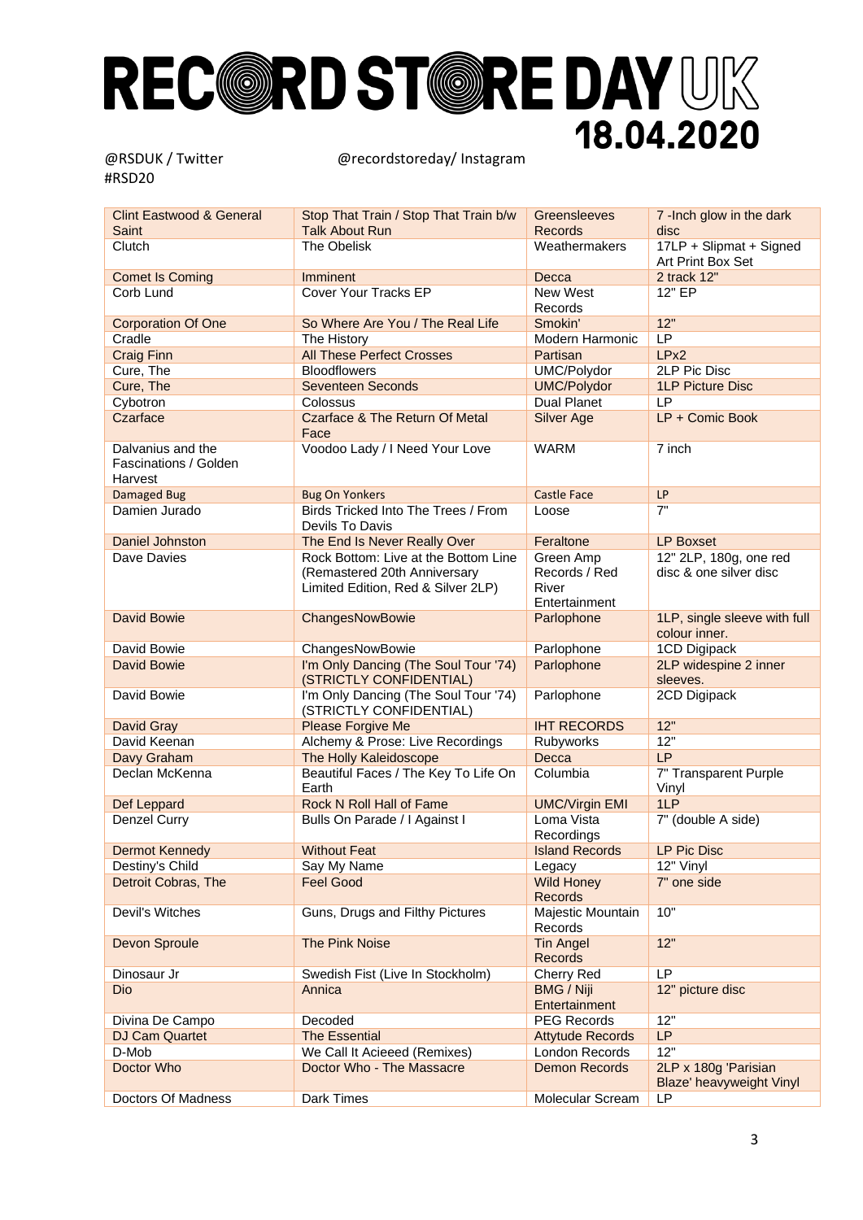# RECORD STORE DAY UK 18.04.2020

@RSDUK / Twitter @recordstoreday/ Instagram
#RSD20

| Clint Eastwood & General Saint | Stop That Train / Stop That Train b/w Talk About Run | Greensleeves Records | 7 -Inch glow in the dark disc |
|---|---|---|---|
| Clutch | The Obelisk | Weathermakers | 17LP + Slipmat + Signed Art Print Box Set |
| Comet Is Coming | Imminent | Decca | 2 track 12" |
| Corb Lund | Cover Your Tracks EP | New West Records | 12" EP |
| Corporation Of One | So Where Are You / The Real Life | Smokin' | 12" |
| Cradle | The History | Modern Harmonic | LP |
| Craig Finn | All These Perfect Crosses | Partisan | LPx2 |
| Cure, The | Bloodflowers | UMC/Polydor | 2LP Pic Disc |
| Cure, The | Seventeen Seconds | UMC/Polydor | 1LP Picture Disc |
| Cybotron | Colossus | Dual Planet | LP |
| Czarface | Czarface & The Return Of Metal Face | Silver Age | LP + Comic Book |
| Dalvanius and the Fascinations / Golden Harvest | Voodoo Lady / I Need Your Love | WARM | 7 inch |
| Damaged Bug | Bug On Yonkers | Castle Face | LP |
| Damien Jurado | Birds Tricked Into The Trees / From Devils To Davis | Loose | 7" |
| Daniel Johnston | The End Is Never Really Over | Feraltone | LP Boxset |
| Dave Davies | Rock Bottom: Live at the Bottom Line (Remastered 20th Anniversary Limited Edition, Red & Silver 2LP) | Green Amp Records / Red River Entertainment | 12" 2LP, 180g, one red disc & one silver disc |
| David Bowie | ChangesNowBowie | Parlophone | 1LP, single sleeve with full colour inner. |
| David Bowie | ChangesNowBowie | Parlophone | 1CD Digipack |
| David Bowie | I'm Only Dancing (The Soul Tour '74) (STRICTLY CONFIDENTIAL) | Parlophone | 2LP widespine 2 inner sleeves. |
| David Bowie | I'm Only Dancing (The Soul Tour '74) (STRICTLY CONFIDENTIAL) | Parlophone | 2CD Digipack |
| David Gray | Please Forgive Me | IHT RECORDS | 12" |
| David Keenan | Alchemy & Prose: Live Recordings | Rubyworks | 12" |
| Davy Graham | The Holly Kaleidoscope | Decca | LP |
| Declan McKenna | Beautiful Faces / The Key To Life On Earth | Columbia | 7" Transparent Purple Vinyl |
| Def Leppard | Rock N Roll Hall of Fame | UMC/Virgin EMI | 1LP |
| Denzel Curry | Bulls On Parade / I Against I | Loma Vista Recordings | 7" (double A side) |
| Dermot Kennedy | Without Feat | Island Records | LP Pic Disc |
| Destiny's Child | Say My Name | Legacy | 12" Vinyl |
| Detroit Cobras, The | Feel Good | Wild Honey Records | 7" one side |
| Devil's Witches | Guns, Drugs and Filthy Pictures | Majestic Mountain Records | 10" |
| Devon Sproule | The Pink Noise | Tin Angel Records | 12" |
| Dinosaur Jr | Swedish Fist (Live In Stockholm) | Cherry Red | LP |
| Dio | Annica | BMG / Niji Entertainment | 12" picture disc |
| Divina De Campo | Decoded | PEG Records | 12" |
| DJ Cam Quartet | The Essential | Attytude Records | LP |
| D-Mob | We Call It Acieeed (Remixes) | London Records | 12" |
| Doctor Who | Doctor Who - The Massacre | Demon Records | 2LP x 180g 'Parisian Blaze' heavyweight Vinyl |
| Doctors Of Madness | Dark Times | Molecular Scream | LP |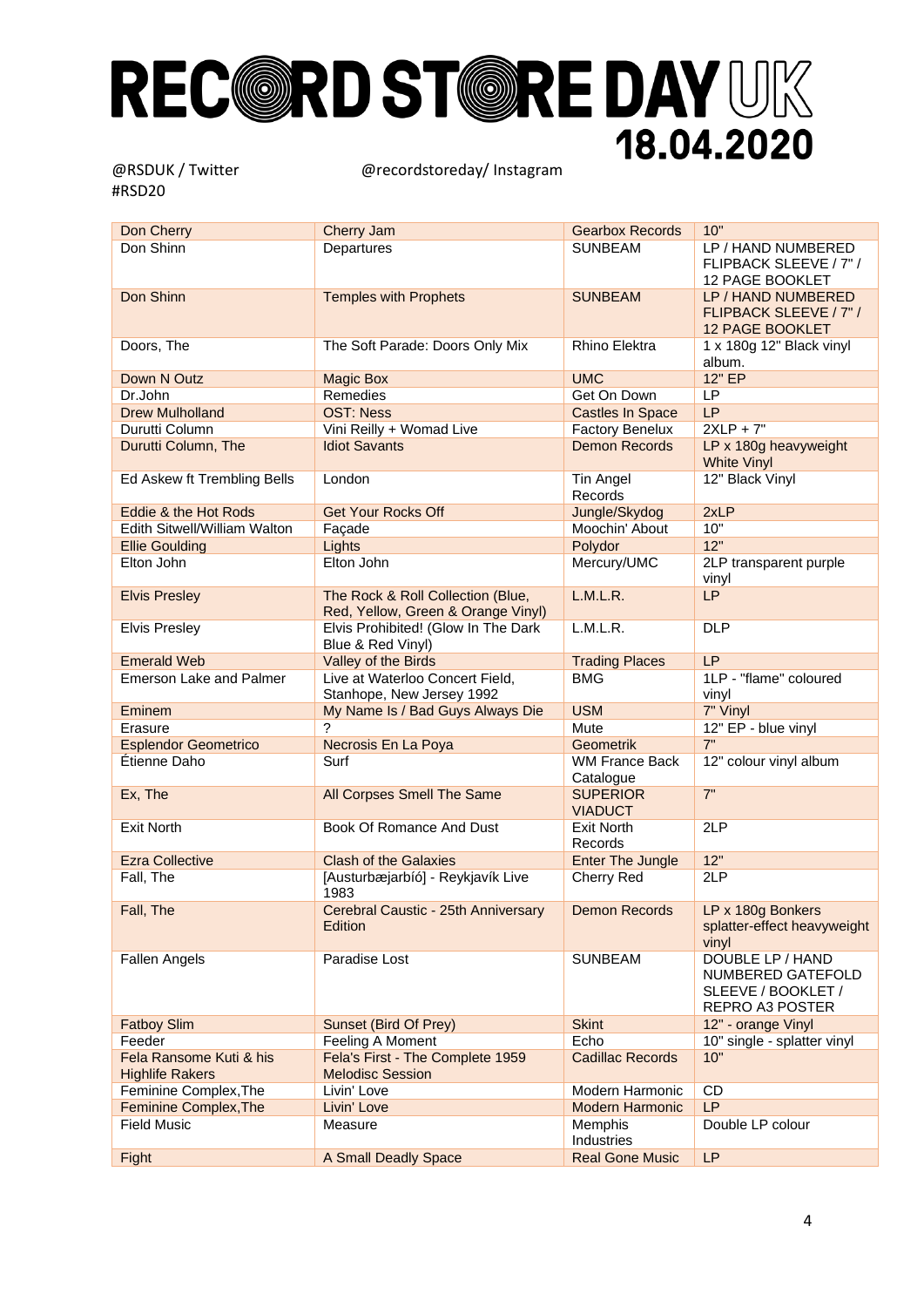# RECORD STORE DAY UK

**18.04.2020**

@RSDUK / Twitter
#RSD20

@recordstoreday/ Instagram

| Artist | Title | Label | Format |
|---|---|---|---|
| Don Cherry | Cherry Jam | Gearbox Records | 10" |
| Don Shinn | Departures | SUNBEAM | LP / HAND NUMBERED FLIPBACK SLEEVE / 7" / 12 PAGE BOOKLET |
| Don Shinn | Temples with Prophets | SUNBEAM | LP / HAND NUMBERED FLIPBACK SLEEVE / 7" / 12 PAGE BOOKLET |
| Doors, The | The Soft Parade: Doors Only Mix | Rhino Elektra | 1 x 180g 12" Black vinyl album. |
| Down N Outz | Magic Box | UMC | 12" EP |
| Dr.John | Remedies | Get On Down | LP |
| Drew Mulholland | OST: Ness | Castles In Space | LP |
| Durutti Column | Vini Reilly + Womad Live | Factory Benelux | 2XLP + 7" |
| Durutti Column, The | Idiot Savants | Demon Records | LP x 180g heavyweight White Vinyl |
| Ed Askew ft Trembling Bells | London | Tin Angel Records | 12" Black Vinyl |
| Eddie & the Hot Rods | Get Your Rocks Off | Jungle/Skydog | 2xLP |
| Edith Sitwell/William Walton | Façade | Moochin' About | 10" |
| Ellie Goulding | Lights | Polydor | 12" |
| Elton John | Elton John | Mercury/UMC | 2LP transparent purple vinyl |
| Elvis Presley | The Rock & Roll Collection (Blue, Red, Yellow, Green & Orange Vinyl) | L.M.L.R. | LP |
| Elvis Presley | Elvis Prohibited! (Glow In The Dark Blue & Red Vinyl) | L.M.L.R. | DLP |
| Emerald Web | Valley of the Birds | Trading Places | LP |
| Emerson Lake and Palmer | Live at Waterloo Concert Field, Stanhope, New Jersey 1992 | BMG | 1LP - "flame" coloured vinyl |
| Eminem | My Name Is / Bad Guys Always Die | USM | 7" Vinyl |
| Erasure | ? | Mute | 12" EP - blue vinyl |
| Esplendor Geometrico | Necrosis En La Poya | Geometrik | 7" |
| Étienne Daho | Surf | WM France Back Catalogue | 12" colour vinyl album |
| Ex, The | All Corpses Smell The Same | SUPERIOR VIADUCT | 7" |
| Exit North | Book Of Romance And Dust | Exit North Records | 2LP |
| Ezra Collective | Clash of the Galaxies | Enter The Jungle | 12" |
| Fall, The | [Austurbæjarbíó] - Reykjavík Live 1983 | Cherry Red | 2LP |
| Fall, The | Cerebral Caustic - 25th Anniversary Edition | Demon Records | LP x 180g Bonkers splatter-effect heavyweight vinyl |
| Fallen Angels | Paradise Lost | SUNBEAM | DOUBLE LP / HAND NUMBERED GATEFOLD SLEEVE / BOOKLET / REPRO A3 POSTER |
| Fatboy Slim | Sunset (Bird Of Prey) | Skint | 12" - orange Vinyl |
| Feeder | Feeling A Moment | Echo | 10" single - splatter vinyl |
| Fela Ransome Kuti & his Highlife Rakers | Fela's First - The Complete 1959 Melodisc Session | Cadillac Records | 10" |
| Feminine Complex,The | Livin' Love | Modern Harmonic | CD |
| Feminine Complex,The | Livin' Love | Modern Harmonic | LP |
| Field Music | Measure | Memphis Industries | Double LP colour |
| Fight | A Small Deadly Space | Real Gone Music | LP |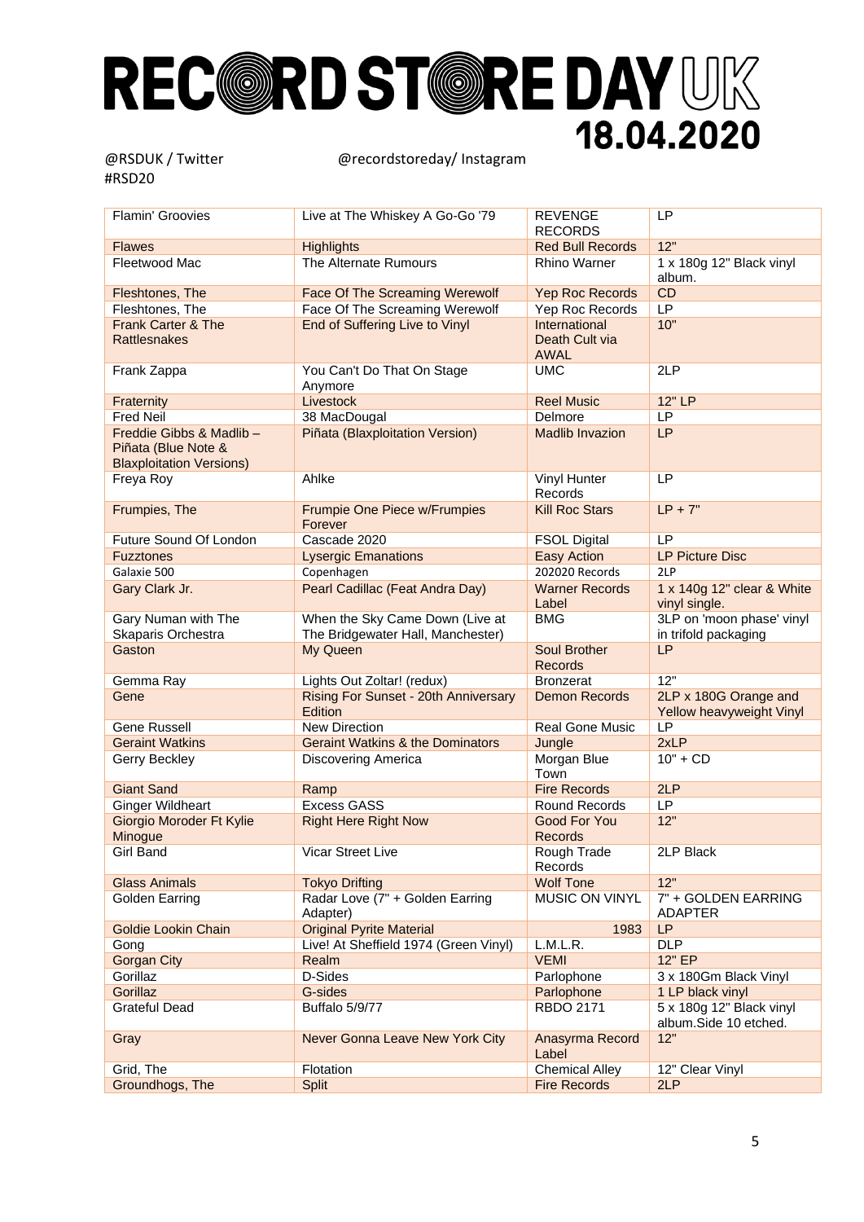# RECORD STORE DAY UK 18.04.2020

@RSDUK / Twitter @recordstoreday/ Instagram
#RSD20

| | | | |
|---|---|---|---|
| Flamin' Groovies | Live at The Whiskey A Go-Go '79 | REVENGE RECORDS | LP |
| Flawes | Highlights | Red Bull Records | 12" |
| Fleetwood Mac | The Alternate Rumours | Rhino Warner | 1 x 180g 12" Black vinyl album. |
| Fleshtones, The | Face Of The Screaming Werewolf | Yep Roc Records | CD |
| Fleshtones, The | Face Of The Screaming Werewolf | Yep Roc Records | LP |
| Frank Carter & The Rattlesnakes | End of Suffering Live to Vinyl | International Death Cult via AWAL | 10" |
| Frank Zappa | You Can't Do That On Stage Anymore | UMC | 2LP |
| Fraternity | Livestock | Reel Music | 12" LP |
| Fred Neil | 38 MacDougal | Delmore | LP |
| Freddie Gibbs & Madlib – Piñata (Blue Note & Blaxploitation Versions) | Piñata (Blaxploitation Version) | Madlib Invazion | LP |
| Freya Roy | Ahlke | Vinyl Hunter Records | LP |
| Frumpies, The | Frumpie One Piece w/Frumpies Forever | Kill Roc Stars | LP + 7" |
| Future Sound Of London | Cascade 2020 | FSOL Digital | LP |
| Fuzztones | Lysergic Emanations | Easy Action | LP Picture Disc |
| Galaxie 500 | Copenhagen | 202020 Records | 2LP |
| Gary Clark Jr. | Pearl Cadillac (Feat Andra Day) | Warner Records Label | 1 x 140g 12" clear & White vinyl single. |
| Gary Numan with The Skaparis Orchestra | When the Sky Came Down (Live at The Bridgewater Hall, Manchester) | BMG | 3LP on 'moon phase' vinyl in trifold packaging |
| Gaston | My Queen | Soul Brother Records | LP |
| Gemma Ray | Lights Out Zoltar! (redux) | Bronzerat | 12" |
| Gene | Rising For Sunset - 20th Anniversary Edition | Demon Records | 2LP x 180G Orange and Yellow heavyweight Vinyl |
| Gene Russell | New Direction | Real Gone Music | LP |
| Geraint Watkins | Geraint Watkins & the Dominators | Jungle | 2xLP |
| Gerry Beckley | Discovering America | Morgan Blue Town | 10" + CD |
| Giant Sand | Ramp | Fire Records | 2LP |
| Ginger Wildheart | Excess GASS | Round Records | LP |
| Giorgio Moroder Ft Kylie Minogue | Right Here Right Now | Good For You Records | 12" |
| Girl Band | Vicar Street Live | Rough Trade Records | 2LP Black |
| Glass Animals | Tokyo Drifting | Wolf Tone | 12" |
| Golden Earring | Radar Love (7" + Golden Earring Adapter) | MUSIC ON VINYL | 7" + GOLDEN EARRING ADAPTER |
| Goldie Lookin Chain | Original Pyrite Material | 1983 | LP |
| Gong | Live! At Sheffield 1974 (Green Vinyl) | L.M.L.R. | DLP |
| Gorgan City | Realm | VEMI | 12" EP |
| Gorillaz | D-Sides | Parlophone | 3 x 180Gm Black Vinyl |
| Gorillaz | G-sides | Parlophone | 1 LP black vinyl |
| Grateful Dead | Buffalo 5/9/77 | RBDO 2171 | 5 x 180g 12" Black vinyl album.Side 10 etched. |
| Gray | Never Gonna Leave New York City | Anasyrma Record Label | 12" |
| Grid, The | Flotation | Chemical Alley | 12" Clear Vinyl |
| Groundhogs, The | Split | Fire Records | 2LP |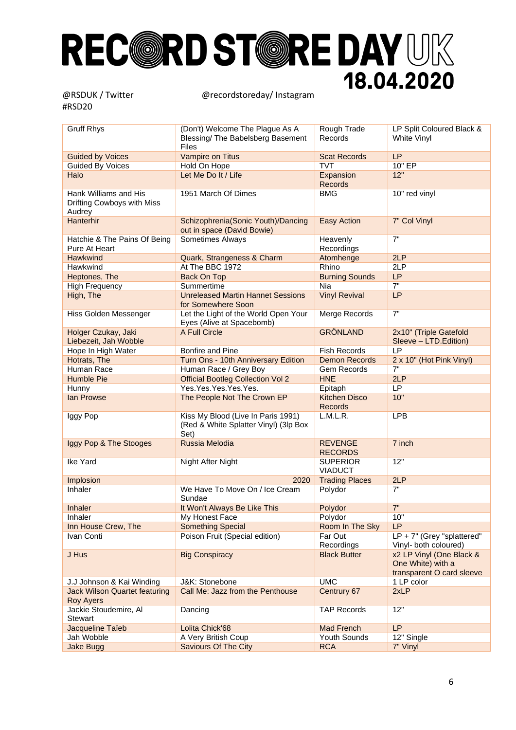# RECORD STORE DAY UK 18.04.2020

@RSDUK / Twitter @recordstoreday/ Instagram
#RSD20

| | | | |
|---|---|---|---|
| Gruff Rhys | (Don't) Welcome The Plague As A Blessing/ The Babelsberg Basement Files | Rough Trade Records | LP Split Coloured Black & White Vinyl |
| Guided by Voices | Vampire on Titus | Scat Records | LP |
| Guided By Voices | Hold On Hope | TVT | 10" EP |
| Halo | Let Me Do It / Life | Expansion Records | 12" |
| Hank Williams and His Drifting Cowboys with Miss Audrey | 1951 March Of Dimes | BMG | 10" red vinyl |
| Hanterhir | Schizophrenia(Sonic Youth)/Dancing out in space (David Bowie) | Easy Action | 7" Col Vinyl |
| Hatchie & The Pains Of Being Pure At Heart | Sometimes Always | Heavenly Recordings | 7" |
| Hawkwind | Quark, Strangeness & Charm | Atomhenge | 2LP |
| Hawkwind | At The BBC 1972 | Rhino | 2LP |
| Heptones, The | Back On Top | Burning Sounds | LP |
| High Frequency | Summertime | Nia | 7" |
| High, The | Unreleased Martin Hannet Sessions for Somewhere Soon | Vinyl Revival | LP |
| Hiss Golden Messenger | Let the Light of the World Open Your Eyes (Alive at Spacebomb) | Merge Records | 7" |
| Holger Czukay, Jaki Liebezeit, Jah Wobble | A Full Circle | GRÖNLAND | 2x10" (Triple Gatefold Sleeve – LTD.Edition) |
| Hope In High Water | Bonfire and Pine | Fish Records | LP |
| Hotrats, The | Turn Ons - 10th Anniversary Edition | Demon Records | 2 x 10" (Hot Pink Vinyl) |
| Human Race | Human Race / Grey Boy | Gem Records | 7" |
| Humble Pie | Official Bootleg Collection Vol 2 | HNE | 2LP |
| Hunny | Yes.Yes.Yes.Yes.Yes. | Epitaph | LP |
| Ian Prowse | The People Not The Crown EP | Kitchen Disco Records | 10" |
| Iggy Pop | Kiss My Blood (Live In Paris 1991) (Red & White Splatter Vinyl) (3lp Box Set) | L.M.L.R. | LPB |
| Iggy Pop & The Stooges | Russia Melodia | REVENGE RECORDS | 7 inch |
| Ike Yard | Night After Night | SUPERIOR VIADUCT | 12" |
| Implosion | 2020 | Trading Places | 2LP |
| Inhaler | We Have To Move On / Ice Cream Sundae | Polydor | 7" |
| Inhaler | It Won't Always Be Like This | Polydor | 7" |
| Inhaler | My Honest Face | Polydor | 10" |
| Inn House Crew, The | Something Special | Room In The Sky | LP |
| Ivan Conti | Poison Fruit (Special edition) | Far Out Recordings | LP + 7" (Grey "splattered" Vinyl- both coloured) |
| J Hus | Big Conspiracy | Black Butter | x2 LP Vinyl (One Black & One White) with a transparent O card sleeve |
| J.J Johnson & Kai Winding | J&K: Stonebone | UMC | 1 LP color |
| Jack Wilson Quartet featuring Roy Ayers | Call Me: Jazz from the Penthouse | Centrury 67 | 2xLP |
| Jackie Stoudemire, Al Stewart | Dancing | TAP Records | 12" |
| Jacqueline Taïeb | Lolita Chick'68 | Mad French | LP |
| Jah Wobble | A Very British Coup | Youth Sounds | 12" Single |
| Jake Bugg | Saviours Of The City | RCA | 7" Vinyl |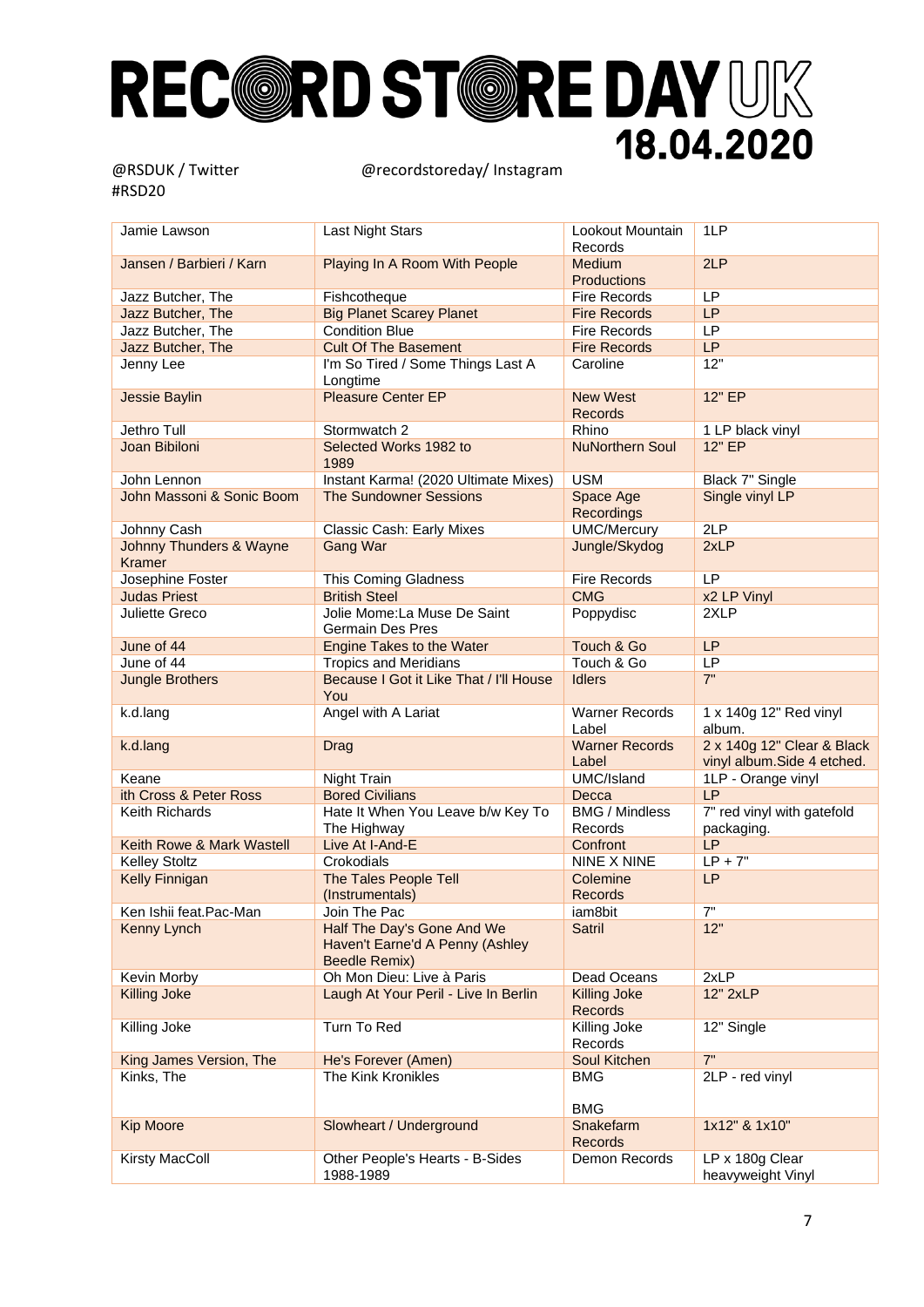# RECORD STORE DAY UK 18.04.2020

@RSDUK / Twitter @recordstoreday/ Instagram
#RSD20

| Artist | Title | Label | Format |
|---|---|---|---|
| Jamie Lawson | Last Night Stars | Lookout Mountain Records | 1LP |
| Jansen / Barbieri / Karn | Playing In A Room With People | Medium Productions | 2LP |
| Jazz Butcher, The | Fishcotheque | Fire Records | LP |
| Jazz Butcher, The | Big Planet Scarey Planet | Fire Records | LP |
| Jazz Butcher, The | Condition Blue | Fire Records | LP |
| Jazz Butcher, The | Cult Of The Basement | Fire Records | LP |
| Jenny Lee | I'm So Tired / Some Things Last A Longtime | Caroline | 12" |
| Jessie Baylin | Pleasure Center EP | New West Records | 12" EP |
| Jethro Tull | Stormwatch 2 | Rhino | 1 LP black vinyl |
| Joan Bibiloni | Selected Works 1982 to 1989 | NuNorthern Soul | 12" EP |
| John Lennon | Instant Karma! (2020 Ultimate Mixes) | USM | Black 7" Single |
| John Massoni & Sonic Boom | The Sundowner Sessions | Space Age Recordings | Single vinyl LP |
| Johnny Cash | Classic Cash: Early Mixes | UMC/Mercury | 2LP |
| Johnny Thunders & Wayne Kramer | Gang War | Jungle/Skydog | 2xLP |
| Josephine Foster | This Coming Gladness | Fire Records | LP |
| Judas Priest | British Steel | CMG | x2 LP Vinyl |
| Juliette Greco | Jolie Mome:La Muse De Saint Germain Des Pres | Poppydisc | 2XLP |
| June of 44 | Engine Takes to the Water | Touch & Go | LP |
| June of 44 | Tropics and Meridians | Touch & Go | LP |
| Jungle Brothers | Because I Got it Like That / I'll House You | Idlers | 7" |
| k.d.lang | Angel with A Lariat | Warner Records Label | 1 x 140g 12" Red vinyl album. |
| k.d.lang | Drag | Warner Records Label | 2 x 140g 12" Clear & Black vinyl album.Side 4 etched. |
| Keane | Night Train | UMC/Island | 1LP - Orange vinyl |
| ith Cross & Peter Ross | Bored Civilians | Decca | LP |
| Keith Richards | Hate It When You Leave b/w Key To The Highway | BMG / Mindless Records | 7" red vinyl with gatefold packaging. |
| Keith Rowe & Mark Wastell | Live At I-And-E | Confront | LP |
| Kelley Stoltz | Crokodials | NINE X NINE | LP + 7" |
| Kelly Finnigan | The Tales People Tell (Instrumentals) | Colemine Records | LP |
| Ken Ishii feat.Pac-Man | Join The Pac | iam8bit | 7" |
| Kenny Lynch | Half The Day's Gone And We Haven't Earne'd A Penny (Ashley Beedle Remix) | Satril | 12" |
| Kevin Morby | Oh Mon Dieu: Live à Paris | Dead Oceans | 2xLP |
| Killing Joke | Laugh At Your Peril - Live In Berlin | Killing Joke Records | 12" 2xLP |
| Killing Joke | Turn To Red | Killing Joke Records | 12" Single |
| King James Version, The | He's Forever (Amen) | Soul Kitchen | 7" |
| Kinks, The | The Kink Kronikles | BMG<br><br>BMG | 2LP - red vinyl |
| Kip Moore | Slowheart / Underground | Snakefarm Records | 1x12" & 1x10" |
| Kirsty MacColl | Other People's Hearts - B-Sides 1988-1989 | Demon Records | LP x 180g Clear heavyweight Vinyl |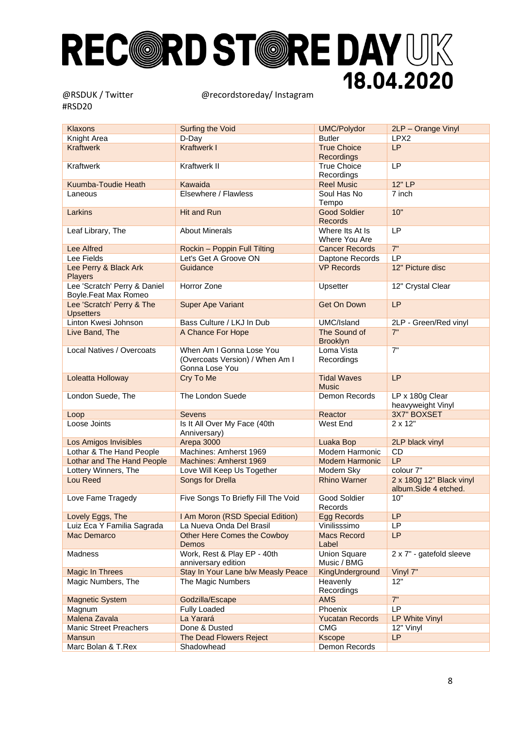# RECORD STORE DAY UK 18.04.2020

@RSDUK / Twitter
#RSD20

@recordstoreday/ Instagram

| | | | |
|---|---|---|---|
| Klaxons | Surfing the Void | UMC/Polydor | 2LP – Orange Vinyl |
| Knight Area | D-Day | Butler | LPX2 |
| Kraftwerk | Kraftwerk I | True Choice Recordings | LP |
| Kraftwerk | Kraftwerk II | True Choice Recordings | LP |
| Kuumba-Toudie Heath | Kawaida | Reel Music | 12" LP |
| Laneous | Elsewhere / Flawless | Soul Has No Tempo | 7 inch |
| Larkins | Hit and Run | Good Soldier Records | 10" |
| Leaf Library, The | About Minerals | Where Its At Is Where You Are | LP |
| Lee Alfred | Rockin – Poppin Full Tilting | Cancer Records | 7" |
| Lee Fields | Let's Get A Groove ON | Daptone Records | LP |
| Lee Perry & Black Ark Players | Guidance | VP Records | 12" Picture disc |
| Lee 'Scratch' Perry & Daniel Boyle.Feat Max Romeo | Horror Zone | Upsetter | 12" Crystal Clear |
| Lee 'Scratch' Perry & The Upsetters | Super Ape Variant | Get On Down | LP |
| Linton Kwesi Johnson | Bass Culture / LKJ In Dub | UMC/Island | 2LP - Green/Red vinyl |
| Live Band, The | A Chance For Hope | The Sound of Brooklyn | 7" |
| Local Natives / Overcoats | When Am I Gonna Lose You (Overcoats Version) / When Am I Gonna Lose You | Loma Vista Recordings | 7" |
| Loleatta Holloway | Cry To Me | Tidal Waves Music | LP |
| London Suede, The | The London Suede | Demon Records | LP x 180g Clear heavyweight Vinyl |
| Loop | Sevens | Reactor | 3X7" BOXSET |
| Loose Joints | Is It All Over My Face (40th Anniversary) | West End | 2 x 12" |
| Los Amigos Invisibles | Arepa 3000 | Luaka Bop | 2LP black vinyl |
| Lothar & The Hand People | Machines: Amherst 1969 | Modern Harmonic | CD |
| Lothar and The Hand People | Machines: Amherst 1969 | Modern Harmonic | LP |
| Lottery Winners, The | Love Will Keep Us Together | Modern Sky | colour 7" |
| Lou Reed | Songs for Drella | Rhino Warner | 2 x 180g 12" Black vinyl album.Side 4 etched. |
| Love Fame Tragedy | Five Songs To Briefly Fill The Void | Good Soldier Records | 10" |
| Lovely Eggs, The | I Am Moron (RSD Special Edition) | Egg Records | LP |
| Luiz Eca Y Familia Sagrada | La Nueva Onda Del Brasil | Vinilisssimo | LP |
| Mac Demarco | Other Here Comes the Cowboy Demos | Macs Record Label | LP |
| Madness | Work, Rest & Play EP - 40th anniversary edition | Union Square Music / BMG | 2 x 7" - gatefold sleeve |
| Magic In Threes | Stay In Your Lane b/w Measly Peace | KingUnderground | Vinyl 7" |
| Magic Numbers, The | The Magic Numbers | Heavenly Recordings | 12" |
| Magnetic System | Godzilla/Escape | AMS | 7" |
| Magnum | Fully Loaded | Phoenix | LP |
| Malena Zavala | La Yarará | Yucatan Records | LP White Vinyl |
| Manic Street Preachers | Done & Dusted | CMG | 12" Vinyl |
| Mansun | The Dead Flowers Reject | Kscope | LP |
| Marc Bolan & T.Rex | Shadowhead | Demon Records | |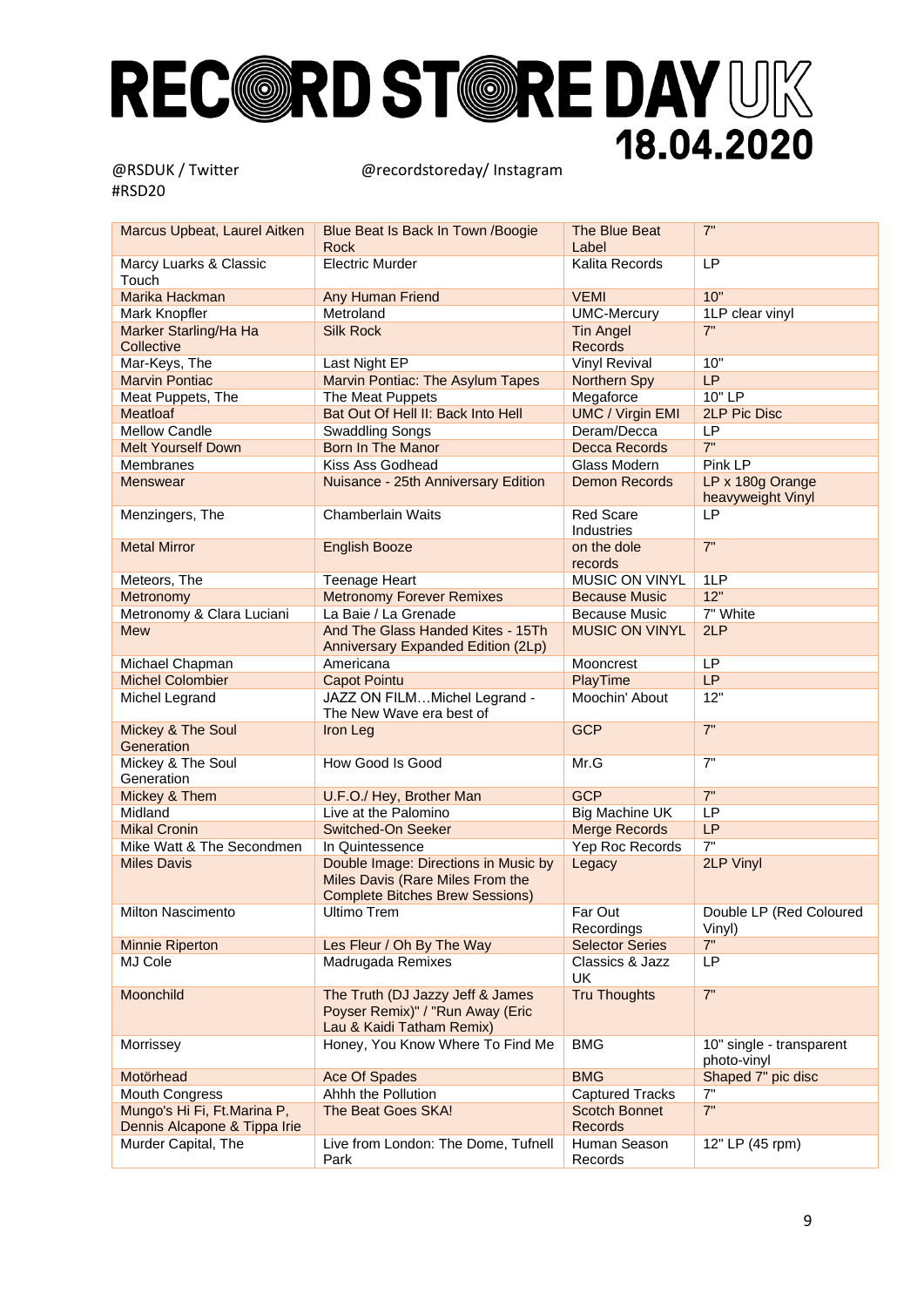# RECORD STORE DAY UK

**18.04.2020**

@RSDUK / Twitter @recordstoreday/ Instagram

#RSD20

| | | | |
|---|---|---|---|
| Marcus Upbeat, Laurel Aitken | Blue Beat Is Back In Town /Boogie Rock | The Blue Beat Label | 7" |
| Marcy Luarks & Classic Touch | Electric Murder | Kalita Records | LP |
| Marika Hackman | Any Human Friend | VEMI | 10" |
| Mark Knopfler | Metroland | UMC-Mercury | 1LP clear vinyl |
| Marker Starling/Ha Ha Collective | Silk Rock | Tin Angel Records | 7" |
| Mar-Keys, The | Last Night EP | Vinyl Revival | 10" |
| Marvin Pontiac | Marvin Pontiac: The Asylum Tapes | Northern Spy | LP |
| Meat Puppets, The | The Meat Puppets | Megaforce | 10" LP |
| Meatloaf | Bat Out Of Hell II: Back Into Hell | UMC / Virgin EMI | 2LP Pic Disc |
| Mellow Candle | Swaddling Songs | Deram/Decca | LP |
| Melt Yourself Down | Born In The Manor | Decca Records | 7" |
| Membranes | Kiss Ass Godhead | Glass Modern | Pink LP |
| Menswear | Nuisance - 25th Anniversary Edition | Demon Records | LP x 180g Orange heavyweight Vinyl |
| Menzingers, The | Chamberlain Waits | Red Scare Industries | LP |
| Metal Mirror | English Booze | on the dole records | 7" |
| Meteors, The | Teenage Heart | MUSIC ON VINYL | 1LP |
| Metronomy | Metronomy Forever Remixes | Because Music | 12" |
| Metronomy & Clara Luciani | La Baie / La Grenade | Because Music | 7" White |
| Mew | And The Glass Handed Kites - 15Th Anniversary Expanded Edition (2Lp) | MUSIC ON VINYL | 2LP |
| Michael Chapman | Americana | Mooncrest | LP |
| Michel Colombier | Capot Pointu | PlayTime | LP |
| Michel Legrand | JAZZ ON FILM…Michel Legrand - The New Wave era best of | Moochin' About | 12" |
| Mickey & The Soul Generation | Iron Leg | GCP | 7" |
| Mickey & The Soul Generation | How Good Is Good | Mr.G | 7" |
| Mickey & Them | U.F.O./ Hey, Brother Man | GCP | 7" |
| Midland | Live at the Palomino | Big Machine UK | LP |
| Mikal Cronin | Switched-On Seeker | Merge Records | LP |
| Mike Watt & The Secondmen | In Quintessence | Yep Roc Records | 7" |
| Miles Davis | Double Image: Directions in Music by Miles Davis (Rare Miles From the Complete Bitches Brew Sessions) | Legacy | 2LP Vinyl |
| Milton Nascimento | Ultimo Trem | Far Out Recordings | Double LP (Red Coloured Vinyl) |
| Minnie Riperton | Les Fleur / Oh By The Way | Selector Series | 7" |
| MJ Cole | Madrugada Remixes | Classics & Jazz UK | LP |
| Moonchild | The Truth (DJ Jazzy Jeff & James Poyser Remix)" / "Run Away (Eric Lau & Kaidi Tatham Remix) | Tru Thoughts | 7" |
| Morrissey | Honey, You Know Where To Find Me | BMG | 10" single - transparent photo-vinyl |
| Motörhead | Ace Of Spades | BMG | Shaped 7" pic disc |
| Mouth Congress | Ahhh the Pollution | Captured Tracks | 7" |
| Mungo's Hi Fi, Ft.Marina P, Dennis Alcapone & Tippa Irie | The Beat Goes SKA! | Scotch Bonnet Records | 7" |
| Murder Capital, The | Live from London: The Dome, Tufnell Park | Human Season Records | 12" LP (45 rpm) |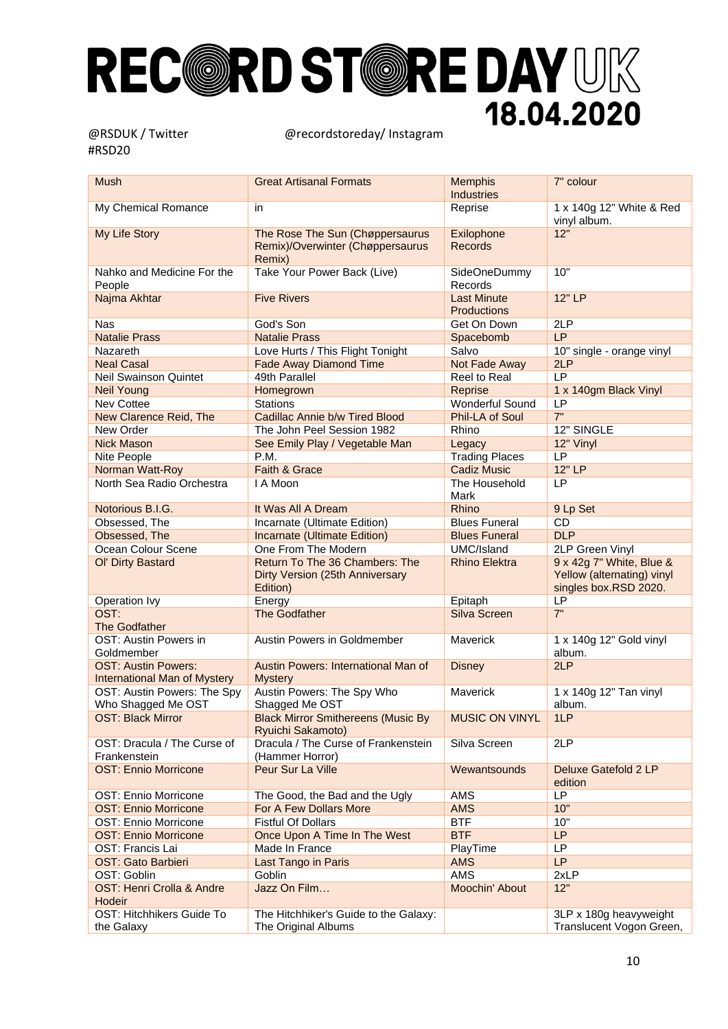# RECORD STORE DAY UK 18.04.2020

@RSDUK / Twitter
#RSD20

@recordstoreday/ Instagram

| | | | |
|---|---|---|---|
| Mush | Great Artisanal Formats | Memphis Industries | 7" colour |
| My Chemical Romance | in | Reprise | 1 x 140g 12" White & Red vinyl album. |
| My Life Story | The Rose The Sun (Chøppersaurus Remix)/Overwinter (Chøppersaurus Remix) | Exilophone Records | 12" |
| Nahko and Medicine For the People | Take Your Power Back (Live) | SideOneDummy Records | 10" |
| Najma Akhtar | Five Rivers | Last Minute Productions | 12" LP |
| Nas | God's Son | Get On Down | 2LP |
| Natalie Prass | Natalie Prass | Spacebomb | LP |
| Nazareth | Love Hurts / This Flight Tonight | Salvo | 10" single - orange vinyl |
| Neal Casal | Fade Away Diamond Time | Not Fade Away | 2LP |
| Neil Swainson Quintet | 49th Parallel | Reel to Real | LP |
| Neil Young | Homegrown | Reprise | 1 x 140gm Black Vinyl |
| Nev Cottee | Stations | Wonderful Sound | LP |
| New Clarence Reid, The | Cadillac Annie b/w Tired Blood | Phil-LA of Soul | 7" |
| New Order | The John Peel Session 1982 | Rhino | 12" SINGLE |
| Nick Mason | See Emily Play / Vegetable Man | Legacy | 12" Vinyl |
| Nite People | P.M. | Trading Places | LP |
| Norman Watt-Roy | Faith & Grace | Cadiz Music | 12" LP |
| North Sea Radio Orchestra | I A Moon | The Household Mark | LP |
| Notorious B.I.G. | It Was All A Dream | Rhino | 9 Lp Set |
| Obsessed, The | Incarnate (Ultimate Edition) | Blues Funeral | CD |
| Obsessed, The | Incarnate (Ultimate Edition) | Blues Funeral | DLP |
| Ocean Colour Scene | One From The Modern | UMC/Island | 2LP Green Vinyl |
| Ol' Dirty Bastard | Return To The 36 Chambers: The Dirty Version (25th Anniversary Edition) | Rhino Elektra | 9 x 42g 7" White, Blue & Yellow (alternating) vinyl singles box.RSD 2020. |
| Operation Ivy | Energy | Epitaph | LP |
| OST: The Godfather | The Godfather | Silva Screen | 7" |
| OST: Austin Powers in Goldmember | Austin Powers in Goldmember | Maverick | 1 x 140g 12" Gold vinyl album. |
| OST: Austin Powers: International Man of Mystery | Austin Powers: International Man of Mystery | Disney | 2LP |
| OST: Austin Powers: The Spy Who Shagged Me OST | Austin Powers: The Spy Who Shagged Me OST | Maverick | 1 x 140g 12" Tan vinyl album. |
| OST: Black Mirror | Black Mirror Smithereens (Music By Ryuichi Sakamoto) | MUSIC ON VINYL | 1LP |
| OST: Dracula / The Curse of Frankenstein | Dracula / The Curse of Frankenstein (Hammer Horror) | Silva Screen | 2LP |
| OST: Ennio Morricone | Peur Sur La Ville | Wewantsounds | Deluxe Gatefold 2 LP edition |
| OST: Ennio Morricone | The Good, the Bad and the Ugly | AMS | LP |
| OST: Ennio Morricone | For A Few Dollars More | AMS | 10" |
| OST: Ennio Morricone | Fistful Of Dollars | BTF | 10" |
| OST: Ennio Morricone | Once Upon A Time In The West | BTF | LP |
| OST: Francis Lai | Made In France | PlayTime | LP |
| OST: Gato Barbieri | Last Tango in Paris | AMS | LP |
| OST: Goblin | Goblin | AMS | 2xLP |
| OST: Henri Crolla & Andre Hodeir | Jazz On Film… | Moochin' About | 12" |
| OST: Hitchhikers Guide To the Galaxy | The Hitchhiker's Guide to the Galaxy: The Original Albums | | 3LP x 180g heavyweight Translucent Vogon Green, |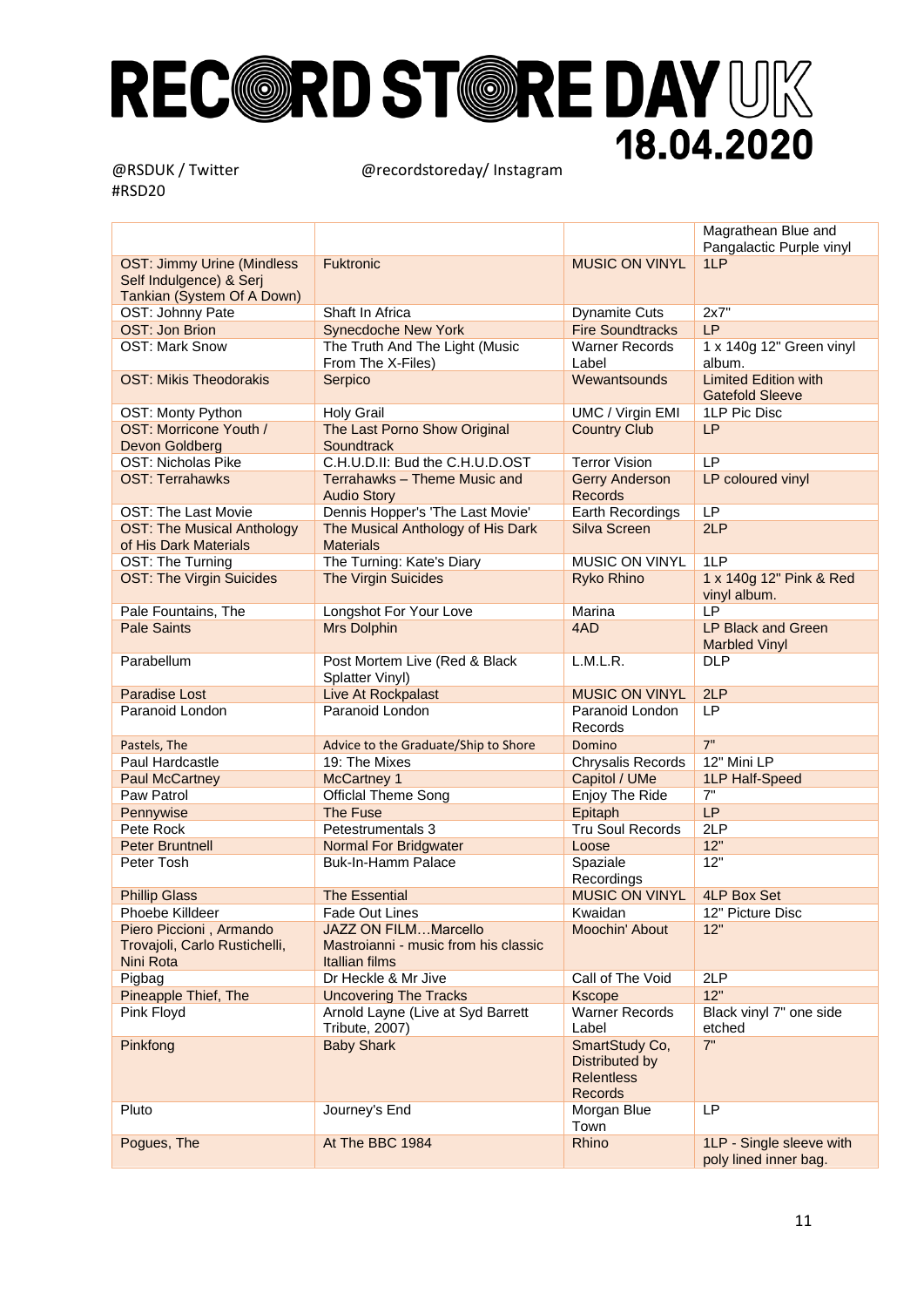# RECORD STORE DAY UK 18.04.2020

@RSDUK / Twitter
#RSD20

@recordstoreday/ Instagram

| | | | Magrathean Blue and Pangalactic Purple vinyl |
|---|---|---|---|
| OST: Jimmy Urine (Mindless Self Indulgence) & Serj Tankian (System Of A Down) | Fuktronic | MUSIC ON VINYL | 1LP |
| OST: Johnny Pate | Shaft In Africa | Dynamite Cuts | 2x7" |
| OST: Jon Brion | Synecdoche New York | Fire Soundtracks | LP |
| OST: Mark Snow | The Truth And The Light (Music From The X-Files) | Warner Records Label | 1 x 140g 12" Green vinyl album. |
| OST: Mikis Theodorakis | Serpico | Wewantsounds | Limited Edition with Gatefold Sleeve |
| OST: Monty Python | Holy Grail | UMC / Virgin EMI | 1LP Pic Disc |
| OST: Morricone Youth / Devon Goldberg | The Last Porno Show Original Soundtrack | Country Club | LP |
| OST: Nicholas Pike | C.H.U.D.II: Bud the C.H.U.D.OST | Terror Vision | LP |
| OST: Terrahawks | Terrahawks – Theme Music and Audio Story | Gerry Anderson Records | LP coloured vinyl |
| OST: The Last Movie | Dennis Hopper's 'The Last Movie' | Earth Recordings | LP |
| OST: The Musical Anthology of His Dark Materials | The Musical Anthology of His Dark Materials | Silva Screen | 2LP |
| OST: The Turning | The Turning: Kate's Diary | MUSIC ON VINYL | 1LP |
| OST: The Virgin Suicides | The Virgin Suicides | Ryko Rhino | 1 x 140g 12" Pink & Red vinyl album. |
| Pale Fountains, The | Longshot For Your Love | Marina | LP |
| Pale Saints | Mrs Dolphin | 4AD | LP Black and Green Marbled Vinyl |
| Parabellum | Post Mortem Live (Red & Black Splatter Vinyl) | L.M.L.R. | DLP |
| Paradise Lost | Live At Rockpalast | MUSIC ON VINYL | 2LP |
| Paranoid London | Paranoid London | Paranoid London Records | LP |
| Pastels, The | Advice to the Graduate/Ship to Shore | Domino | 7" |
| Paul Hardcastle | 19: The Mixes | Chrysalis Records | 12" Mini LP |
| Paul McCartney | McCartney 1 | Capitol / UMe | 1LP Half-Speed |
| Paw Patrol | Official Theme Song | Enjoy The Ride | 7" |
| Pennywise | The Fuse | Epitaph | LP |
| Pete Rock | Petestrumentals 3 | Tru Soul Records | 2LP |
| Peter Bruntnell | Normal For Bridgwater | Loose | 12" |
| Peter Tosh | Buk-In-Hamm Palace | Spaziale Recordings | 12" |
| Phillip Glass | The Essential | MUSIC ON VINYL | 4LP Box Set |
| Phoebe Killdeer | Fade Out Lines | Kwaidan | 12" Picture Disc |
| Piero Piccioni , Armando Trovajoli, Carlo Rustichelli, Nini Rota | JAZZ ON FILM…Marcello Mastroianni - music from his classic Itallian films | Moochin' About | 12" |
| Pigbag | Dr Heckle & Mr Jive | Call of The Void | 2LP |
| Pineapple Thief, The | Uncovering The Tracks | Kscope | 12" |
| Pink Floyd | Arnold Layne (Live at Syd Barrett Tribute, 2007) | Warner Records Label | Black vinyl 7" one side etched |
| Pinkfong | Baby Shark | SmartStudy Co, Distributed by Relentless Records | 7" |
| Pluto | Journey's End | Morgan Blue Town | LP |
| Pogues, The | At The BBC 1984 | Rhino | 1LP - Single sleeve with poly lined inner bag. |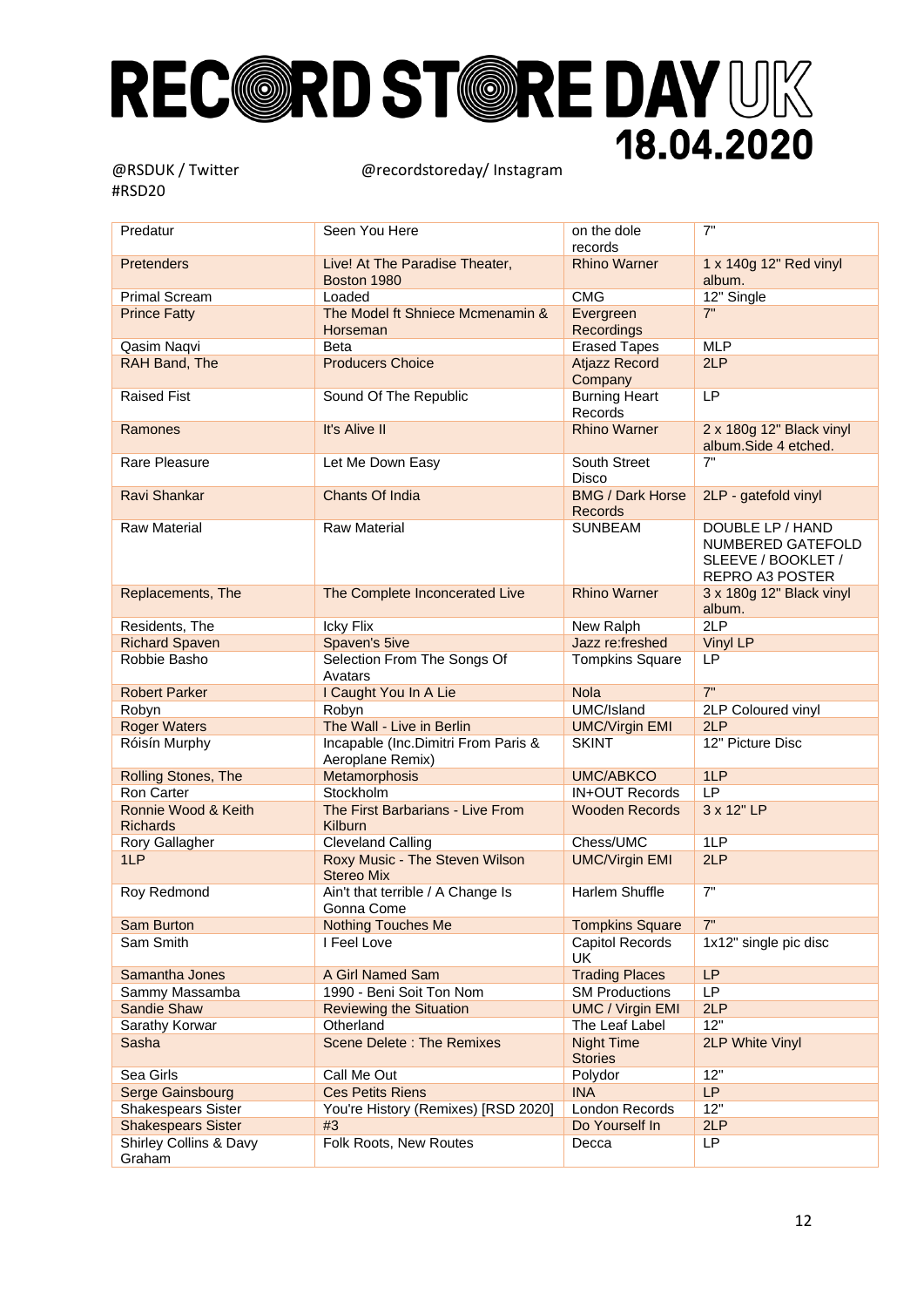# RECORD STORE DAY UK

## 18.04.2020

@RSDUK / Twitter @recordstoreday/ Instagram
#RSD20

| | | | |
|---|---|---|---|
| Predatur | Seen You Here | on the dole records | 7" |
| Pretenders | Live! At The Paradise Theater, Boston 1980 | Rhino Warner | 1 x 140g 12" Red vinyl album. |
| Primal Scream | Loaded | CMG | 12" Single |
| Prince Fatty | The Model ft Shniece Mcmenamin & Horseman | Evergreen Recordings | 7" |
| Qasim Naqvi | Beta | Erased Tapes | MLP |
| RAH Band, The | Producers Choice | Atjazz Record Company | 2LP |
| Raised Fist | Sound Of The Republic | Burning Heart Records | LP |
| Ramones | It's Alive II | Rhino Warner | 2 x 180g 12" Black vinyl album.Side 4 etched. |
| Rare Pleasure | Let Me Down Easy | South Street Disco | 7" |
| Ravi Shankar | Chants Of India | BMG / Dark Horse Records | 2LP - gatefold vinyl |
| Raw Material | Raw Material | SUNBEAM | DOUBLE LP / HAND NUMBERED GATEFOLD SLEEVE / BOOKLET / REPRO A3 POSTER |
| Replacements, The | The Complete Inconcerated Live | Rhino Warner | 3 x 180g 12" Black vinyl album. |
| Residents, The | Icky Flix | New Ralph | 2LP |
| Richard Spaven | Spaven's 5ive | Jazz re:freshed | Vinyl LP |
| Robbie Basho | Selection From The Songs Of Avatars | Tompkins Square | LP |
| Robert Parker | I Caught You In A Lie | Nola | 7" |
| Robyn | Robyn | UMC/Island | 2LP Coloured vinyl |
| Roger Waters | The Wall - Live in Berlin | UMC/Virgin EMI | 2LP |
| Róisín Murphy | Incapable (Inc.Dimitri From Paris & Aeroplane Remix) | SKINT | 12" Picture Disc |
| Rolling Stones, The | Metamorphosis | UMC/ABKCO | 1LP |
| Ron Carter | Stockholm | IN+OUT Records | LP |
| Ronnie Wood & Keith Richards | The First Barbarians - Live From Kilburn | Wooden Records | 3 x 12" LP |
| Rory Gallagher | Cleveland Calling | Chess/UMC | 1LP |
| 1LP | Roxy Music - The Steven Wilson Stereo Mix | UMC/Virgin EMI | 2LP |
| Roy Redmond | Ain't that terrible / A Change Is Gonna Come | Harlem Shuffle | 7" |
| Sam Burton | Nothing Touches Me | Tompkins Square | 7" |
| Sam Smith | I Feel Love | Capitol Records UK | 1x12" single pic disc |
| Samantha Jones | A Girl Named Sam | Trading Places | LP |
| Sammy Massamba | 1990 - Beni Soit Ton Nom | SM Productions | LP |
| Sandie Shaw | Reviewing the Situation | UMC / Virgin EMI | 2LP |
| Sarathy Korwar | Otherland | The Leaf Label | 12" |
| Sasha | Scene Delete : The Remixes | Night Time Stories | 2LP White Vinyl |
| Sea Girls | Call Me Out | Polydor | 12" |
| Serge Gainsbourg | Ces Petits Riens | INA | LP |
| Shakespears Sister | You're History (Remixes) [RSD 2020] | London Records | 12" |
| Shakespears Sister | #3 | Do Yourself In | 2LP |
| Shirley Collins & Davy Graham | Folk Roots, New Routes | Decca | LP |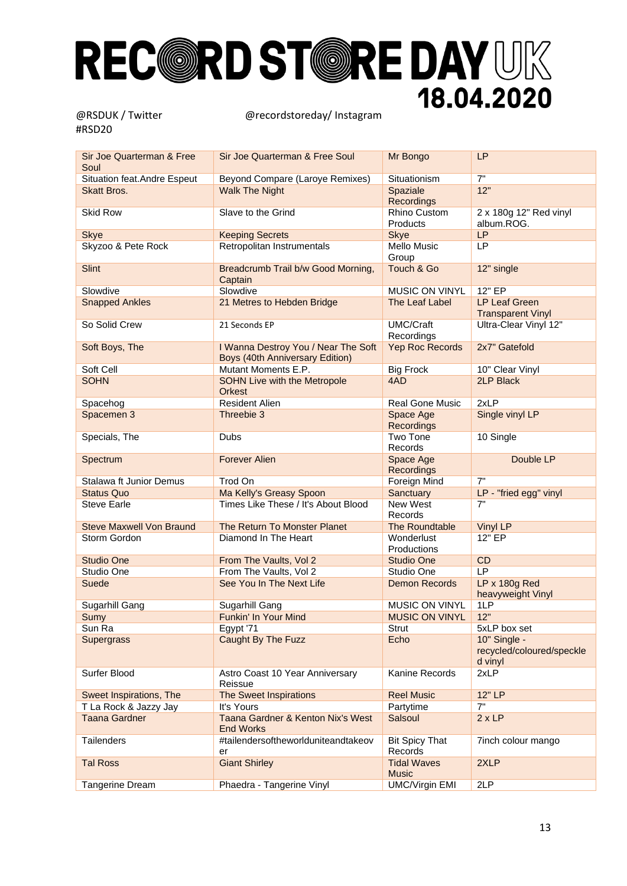# RECORD STORE DAY UK

## 18.04.2020

@RSDUK / Twitter
#RSD20

@recordstoreday/ Instagram

| Sir Joe Quarterman & Free Soul | Sir Joe Quarterman & Free Soul | Mr Bongo | LP |
|---|---|---|---|
| Situation feat.Andre Espeut | Beyond Compare (Laroye Remixes) | Situationism | 7" |
| Skatt Bros. | Walk The Night | Spaziale Recordings | 12" |
| Skid Row | Slave to the Grind | Rhino Custom Products | 2 x 180g 12" Red vinyl album.ROG. |
| Skye | Keeping Secrets | Skye | LP |
| Skyzoo & Pete Rock | Retropolitan Instrumentals | Mello Music Group | LP |
| Slint | Breadcrumb Trail b/w Good Morning, Captain | Touch & Go | 12" single |
| Slowdive | Slowdive | MUSIC ON VINYL | 12" EP |
| Snapped Ankles | 21 Metres to Hebden Bridge | The Leaf Label | LP Leaf Green Transparent Vinyl |
| So Solid Crew | 21 Seconds EP | UMC/Craft Recordings | Ultra-Clear Vinyl 12" |
| Soft Boys, The | I Wanna Destroy You / Near The Soft Boys (40th Anniversary Edition) | Yep Roc Records | 2x7" Gatefold |
| Soft Cell | Mutant Moments E.P. | Big Frock | 10" Clear Vinyl |
| SOHN | SOHN Live with the Metropole Orkest | 4AD | 2LP Black |
| Spacehog | Resident Alien | Real Gone Music | 2xLP |
| Spacemen 3 | Threebie 3 | Space Age Recordings | Single vinyl LP |
| Specials, The | Dubs | Two Tone Records | 10 Single |
| Spectrum | Forever Alien | Space Age Recordings | Double LP |
| Stalawa ft Junior Demus | Trod On | Foreign Mind | 7" |
| Status Quo | Ma Kelly's Greasy Spoon | Sanctuary | LP - "fried egg" vinyl |
| Steve Earle | Times Like These / It's About Blood | New West Records | 7" |
| Steve Maxwell Von Braund | The Return To Monster Planet | The Roundtable | Vinyl LP |
| Storm Gordon | Diamond In The Heart | Wonderlust Productions | 12" EP |
| Studio One | From The Vaults, Vol 2 | Studio One | CD |
| Studio One | From The Vaults, Vol 2 | Studio One | LP |
| Suede | See You In The Next Life | Demon Records | LP x 180g Red heavyweight Vinyl |
| Sugarhill Gang | Sugarhill Gang | MUSIC ON VINYL | 1LP |
| Sumy | Funkin' In Your Mind | MUSIC ON VINYL | 12" |
| Sun Ra | Egypt '71 | Strut | 5xLP box set |
| Supergrass | Caught By The Fuzz | Echo | 10" Single - recycled/coloured/speckled vinyl |
| Surfer Blood | Astro Coast 10 Year Anniversary Reissue | Kanine Records | 2xLP |
| Sweet Inspirations, The | The Sweet Inspirations | Reel Music | 12" LP |
| T La Rock & Jazzy Jay | It's Yours | Partytime | 7" |
| Taana Gardner | Taana Gardner & Kenton Nix's West End Works | Salsoul | 2 x LP |
| Tailenders | #tailendersoftheworlduniteandtakeover | Bit Spicy That Records | 7inch colour mango |
| Tal Ross | Giant Shirley | Tidal Waves Music | 2XLP |
| Tangerine Dream | Phaedra - Tangerine Vinyl | UMC/Virgin EMI | 2LP |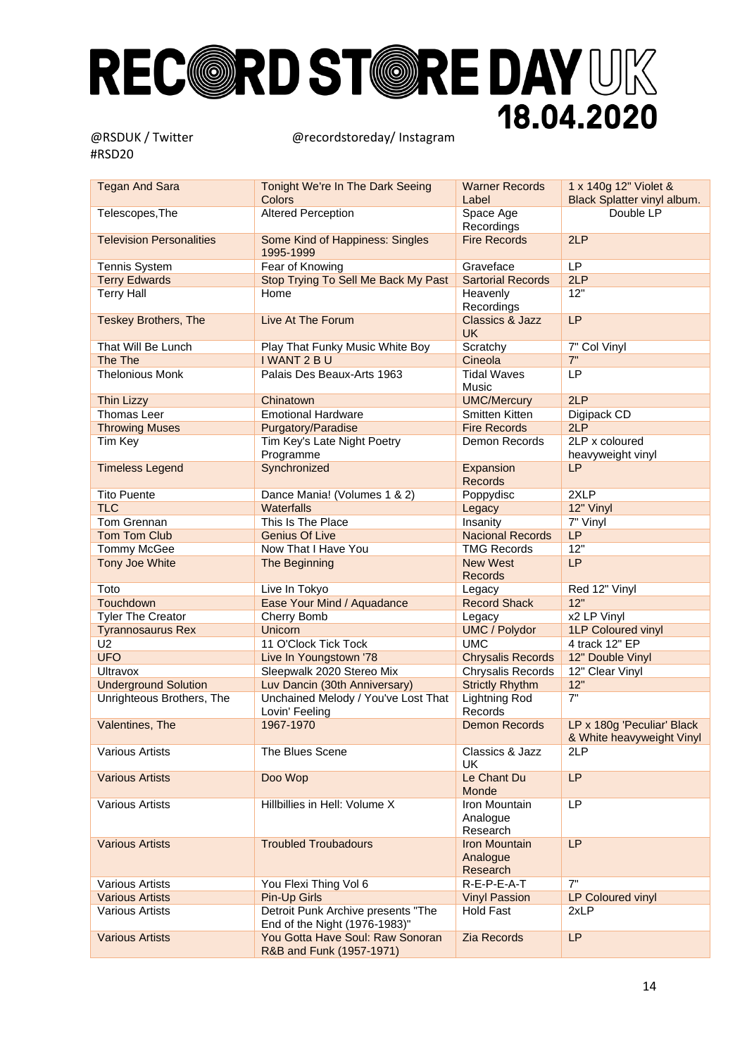# RECORD STORE DAY UK

## 18.04.2020

@RSDUK / Twitter
#RSD20

@recordstoreday/ Instagram

| Tegan And Sara | Tonight We're In The Dark Seeing Colors | Warner Records Label | 1 x 140g 12" Violet & Black Splatter vinyl album. |
|---|---|---|---|
| Telescopes,The | Altered Perception | Space Age Recordings | Double LP |
| Television Personalities | Some Kind of Happiness: Singles 1995-1999 | Fire Records | 2LP |
| Tennis System | Fear of Knowing | Graveface | LP |
| Terry Edwards | Stop Trying To Sell Me Back My Past | Sartorial Records | 2LP |
| Terry Hall | Home | Heavenly Recordings | 12" |
| Teskey Brothers, The | Live At The Forum | Classics & Jazz UK | LP |
| That Will Be Lunch | Play That Funky Music White Boy | Scratchy | 7" Col Vinyl |
| The The | I WANT 2 B U | Cineola | 7" |
| Thelonious Monk | Palais Des Beaux-Arts 1963 | Tidal Waves Music | LP |
| Thin Lizzy | Chinatown | UMC/Mercury | 2LP |
| Thomas Leer | Emotional Hardware | Smitten Kitten | Digipack CD |
| Throwing Muses | Purgatory/Paradise | Fire Records | 2LP |
| Tim Key | Tim Key's Late Night Poetry Programme | Demon Records | 2LP x coloured heavyweight vinyl |
| Timeless Legend | Synchronized | Expansion Records | LP |
| Tito Puente | Dance Mania! (Volumes 1 & 2) | Poppydisc | 2XLP |
| TLC | Waterfalls | Legacy | 12" Vinyl |
| Tom Grennan | This Is The Place | Insanity | 7" Vinyl |
| Tom Tom Club | Genius Of Live | Nacional Records | LP |
| Tommy McGee | Now That I Have You | TMG Records | 12" |
| Tony Joe White | The Beginning | New West Records | LP |
| Toto | Live In Tokyo | Legacy | Red 12" Vinyl |
| Touchdown | Ease Your Mind / Aquadance | Record Shack | 12" |
| Tyler The Creator | Cherry Bomb | Legacy | x2 LP Vinyl |
| Tyrannosaurus Rex | Unicorn | UMC / Polydor | 1LP Coloured vinyl |
| U2 | 11 O'Clock Tick Tock | UMC | 4 track 12" EP |
| UFO | Live In Youngstown '78 | Chrysalis Records | 12" Double Vinyl |
| Ultravox | Sleepwalk 2020 Stereo Mix | Chrysalis Records | 12" Clear Vinyl |
| Underground Solution | Luv Dancin (30th Anniversary) | Strictly Rhythm | 12" |
| Unrighteous Brothers, The | Unchained Melody / You've Lost That Lovin' Feeling | Lightning Rod Records | 7" |
| Valentines, The | 1967-1970 | Demon Records | LP x 180g 'Peculiar' Black & White heavyweight Vinyl |
| Various Artists | The Blues Scene | Classics & Jazz UK | 2LP |
| Various Artists | Doo Wop | Le Chant Du Monde | LP |
| Various Artists | Hillbillies in Hell: Volume X | Iron Mountain Analogue Research | LP |
| Various Artists | Troubled Troubadours | Iron Mountain Analogue Research | LP |
| Various Artists | You Flexi Thing Vol 6 | R-E-P-E-A-T | 7" |
| Various Artists | Pin-Up Girls | Vinyl Passion | LP Coloured vinyl |
| Various Artists | Detroit Punk Archive presents "The End of the Night (1976-1983)" | Hold Fast | 2xLP |
| Various Artists | You Gotta Have Soul: Raw Sonoran R&B and Funk (1957-1971) | Zia Records | LP |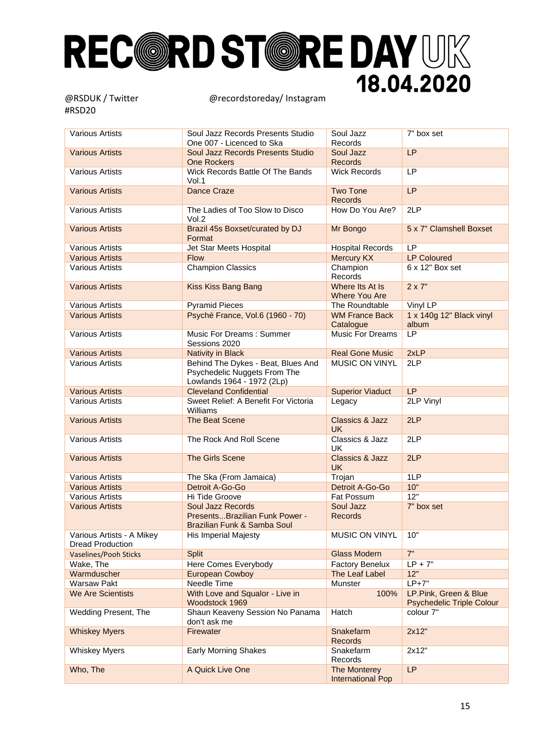# RECORD STORE DAY UK

**18.04.2020**

@RSDUK / Twitter @recordstoreday/ Instagram
#RSD20

| | | | |
|---|---|---|---|
| Various Artists | Soul Jazz Records Presents Studio One 007 - Licenced to Ska | Soul Jazz Records | 7" box set |
| Various Artists | Soul Jazz Records Presents Studio One Rockers | Soul Jazz Records | LP |
| Various Artists | Wick Records Battle Of The Bands Vol.1 | Wick Records | LP |
| Various Artists | Dance Craze | Two Tone Records | LP |
| Various Artists | The Ladies of Too Slow to Disco Vol.2 | How Do You Are? | 2LP |
| Various Artists | Brazil 45s Boxset/curated by DJ Format | Mr Bongo | 5 x 7" Clamshell Boxset |
| Various Artists | Jet Star Meets Hospital | Hospital Records | LP |
| Various Artists | Flow | Mercury KX | LP Coloured |
| Various Artists | Champion Classics | Champion Records | 6 x 12" Box set |
| Various Artists | Kiss Kiss Bang Bang | Where Its At Is Where You Are | 2 x 7" |
| Various Artists | Pyramid Pieces | The Roundtable | Vinyl LP |
| Various Artists | Psyché France, Vol.6 (1960 - 70) | WM France Back Catalogue | 1 x 140g 12" Black vinyl album |
| Various Artists | Music For Dreams : Summer Sessions 2020 | Music For Dreams | LP |
| Various Artists | Nativity in Black | Real Gone Music | 2xLP |
| Various Artists | Behind The Dykes - Beat, Blues And Psychedelic Nuggets From The Lowlands 1964 - 1972 (2Lp) | MUSIC ON VINYL | 2LP |
| Various Artists | Cleveland Confidential | Superior Viaduct | LP |
| Various Artists | Sweet Relief: A Benefit For Victoria Williams | Legacy | 2LP Vinyl |
| Various Artists | The Beat Scene | Classics & Jazz UK | 2LP |
| Various Artists | The Rock And Roll Scene | Classics & Jazz UK | 2LP |
| Various Artists | The Girls Scene | Classics & Jazz UK | 2LP |
| Various Artists | The Ska (From Jamaica) | Trojan | 1LP |
| Various Artists | Detroit A-Go-Go | Detroit A-Go-Go | 10" |
| Various Artists | Hi Tide Groove | Fat Possum | 12" |
| Various Artists | Soul Jazz Records Presents...Brazilian Funk Power - Brazilian Funk & Samba Soul | Soul Jazz Records | 7" box set |
| Various Artists - A Mikey Dread Production | His Imperial Majesty | MUSIC ON VINYL | 10" |
| Vaselines/Pooh Sticks | Split | Glass Modern | 7" |
| Wake, The | Here Comes Everybody | Factory Benelux | LP + 7" |
| Warmduscher | European Cowboy | The Leaf Label | 12" |
| Warsaw Pakt | Needle Time | Munster | LP+7" |
| We Are Scientists | With Love and Squalor - Live in Woodstock 1969 | 100% | LP.Pink, Green & Blue Psychedelic Triple Colour |
| Wedding Present, The | Shaun Keaveny Session No Panama don't ask me | Hatch | colour 7" |
| Whiskey Myers | Firewater | Snakefarm Records | 2x12" |
| Whiskey Myers | Early Morning Shakes | Snakefarm Records | 2x12" |
| Who, The | A Quick Live One | The Monterey International Pop | LP |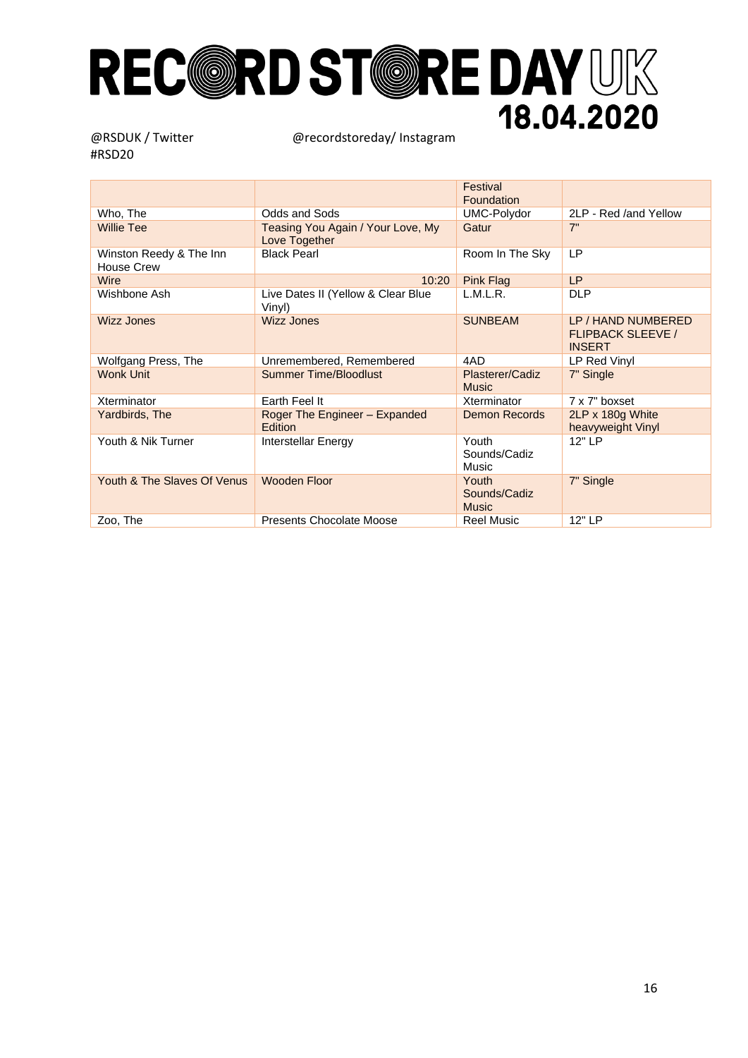# RECORD STORE DAY UK 18.04.2020

@RSDUK / Twitter @recordstoreday/ Instagram
#RSD20

| | | | |
|---|---|---|---|
| | | Festival Foundation | |
| Who, The | Odds and Sods | UMC-Polydor | 2LP - Red /and Yellow |
| Willie Tee | Teasing You Again / Your Love, My Love Together | Gatur | 7" |
| Winston Reedy & The Inn House Crew | Black Pearl | Room In The Sky | LP |
| Wire | 10:20 | Pink Flag | LP |
| Wishbone Ash | Live Dates II (Yellow & Clear Blue Vinyl) | L.M.L.R. | DLP |
| Wizz Jones | Wizz Jones | SUNBEAM | LP / HAND NUMBERED FLIPBACK SLEEVE / INSERT |
| Wolfgang Press, The | Unremembered, Remembered | 4AD | LP Red Vinyl |
| Wonk Unit | Summer Time/Bloodlust | Plasterer/Cadiz Music | 7" Single |
| Xterminator | Earth Feel It | Xterminator | 7 x 7" boxset |
| Yardbirds, The | Roger The Engineer – Expanded Edition | Demon Records | 2LP x 180g White heavyweight Vinyl |
| Youth & Nik Turner | Interstellar Energy | Youth Sounds/Cadiz Music | 12" LP |
| Youth & The Slaves Of Venus | Wooden Floor | Youth Sounds/Cadiz Music | 7" Single |
| Zoo, The | Presents Chocolate Moose | Reel Music | 12" LP |